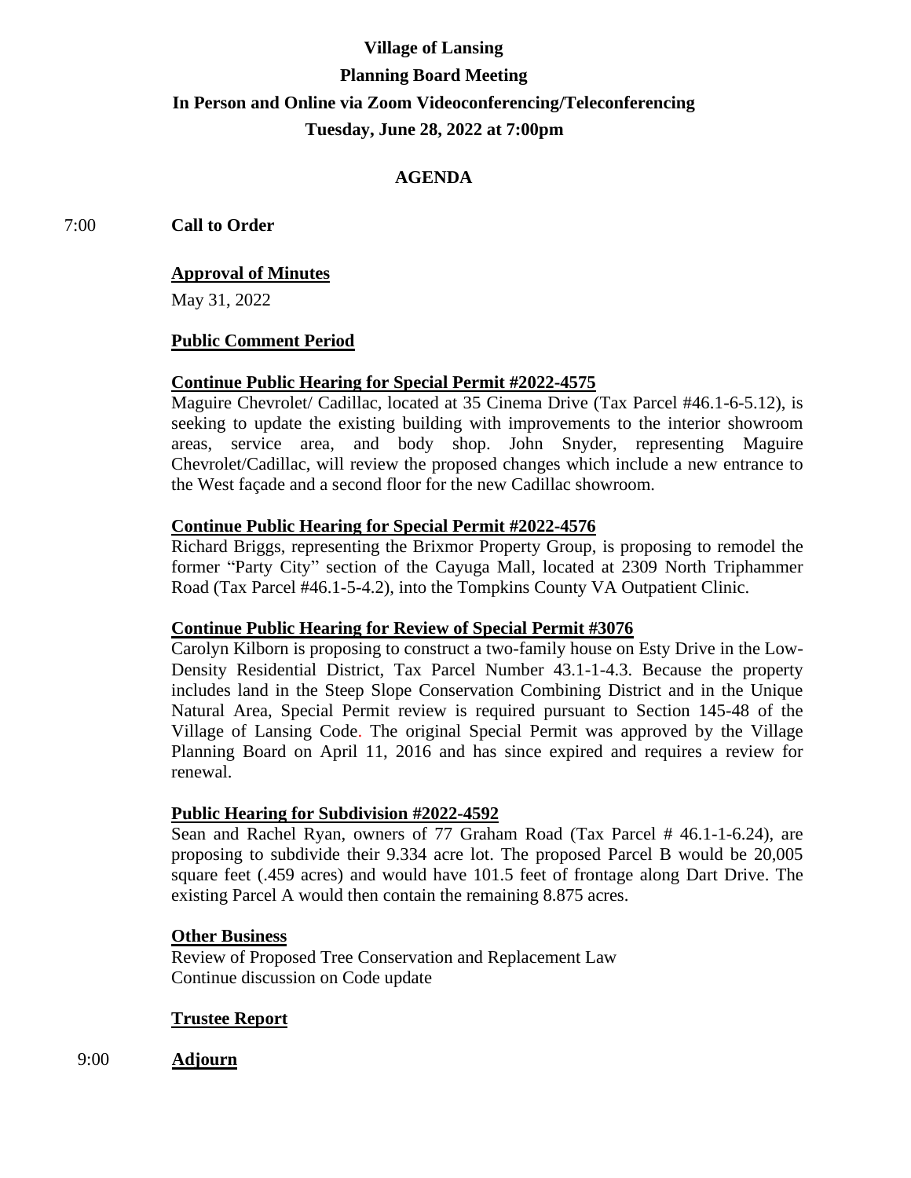# Village of Lansing

## Planning Board Meeting

## In Person and Online via Zoom Videoconferencing/Teleconferencing

## Tuesday, June 28, 2022 at 7:00pm

### AGENDA

7:00 **Call to Order**

**Approval of Minutes**

May 31, 2022

**Public Comment Period**

**Continue Public Hearing for Special Permit #2022-4575**

Maguire Chevrolet/ Cadillac, located at 35 Cinema Drive (Tax Parcel #46.1-6-5.12), is seeking to update the existing building with improvements to the interior showroom areas, service area, and body shop. John Snyder, representing Maguire Chevrolet/Cadillac, will review the proposed changes which include a new entrance to the West façade and a second floor for the new Cadillac showroom.

**Continue Public Hearing for Special Permit #2022-4576**

Richard Briggs, representing the Brixmor Property Group, is proposing to remodel the former "Party City" section of the Cayuga Mall, located at 2309 North Triphammer Road (Tax Parcel #46.1-5-4.2), into the Tompkins County VA Outpatient Clinic.

**Continue Public Hearing for Review of Special Permit #3076**

Carolyn Kilborn is proposing to construct a two-family house on Esty Drive in the Low-Density Residential District, Tax Parcel Number 43.1-1-4.3. Because the property includes land in the Steep Slope Conservation Combining District and in the Unique Natural Area, Special Permit review is required pursuant to Section 145-48 of the Village of Lansing Code. The original Special Permit was approved by the Village Planning Board on April 11, 2016 and has since expired and requires a review for renewal.

**Public Hearing for Subdivision #2022-4592**

Sean and Rachel Ryan, owners of 77 Graham Road (Tax Parcel # 46.1-1-6.24), are proposing to subdivide their 9.334 acre lot. The proposed Parcel B would be 20,005 square feet (.459 acres) and would have 101.5 feet of frontage along Dart Drive. The existing Parcel A would then contain the remaining 8.875 acres.

**Other Business**

Review of Proposed Tree Conservation and Replacement Law

Continue discussion on Code update

**Trustee Report**

9:00 **Adjourn**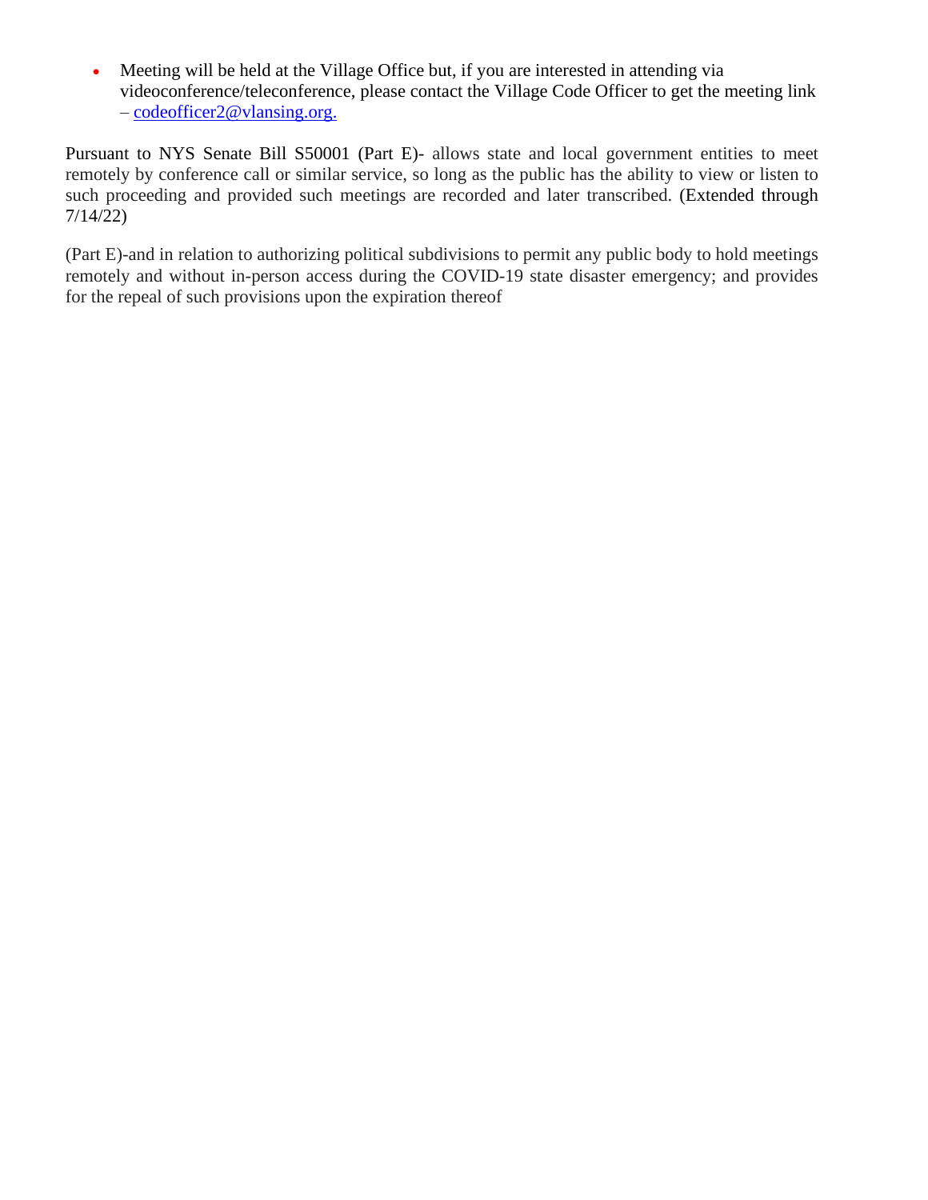- Meeting will be held at the Village Office but, if you are interested in attending via videoconference/teleconference, please contact the Village Code Officer to get the meeting link – codeofficer2@vlansing.org.

Pursuant to NYS Senate Bill S50001 (Part E)- allows state and local government entities to meet remotely by conference call or similar service, so long as the public has the ability to view or listen to such proceeding and provided such meetings are recorded and later transcribed. (Extended through 7/14/22)

(Part E)-and in relation to authorizing political subdivisions to permit any public body to hold meetings remotely and without in-person access during the COVID-19 state disaster emergency; and provides for the repeal of such provisions upon the expiration thereof